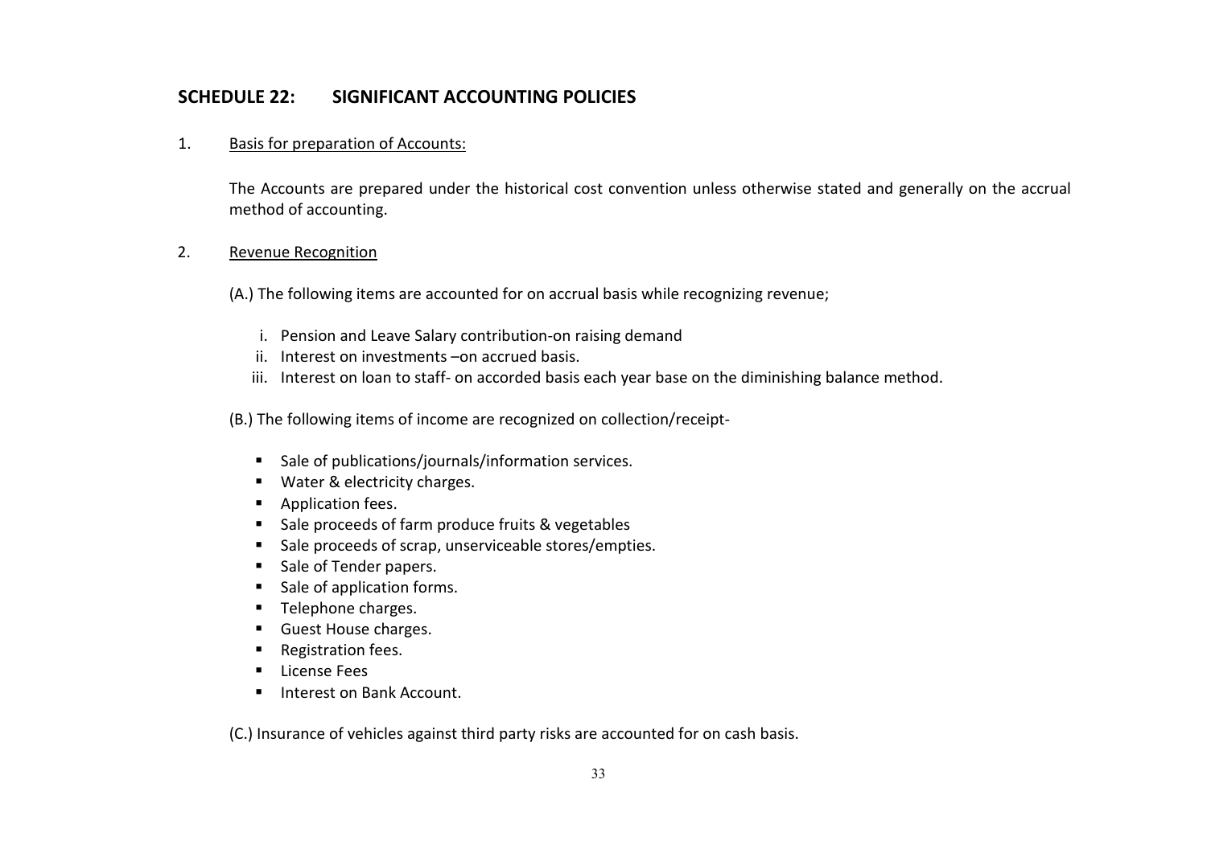## SCHEDULE 22: SIGNIFICANT ACCOUNTING POLICIES

1. Basis for preparation of Accounts:

   The Accounts are prepared under the historical cost convention unless otherwise stated and generally on the accrual method of accounting.

2. Revenue Recognition

   (A.) The following items are accounted for on accrual basis while recognizing revenue;

   i. Pension and Leave Salary contribution-on raising demand
   ii. Interest on investments –on accrued basis.
   iii. Interest on loan to staff- on accorded basis each year base on the diminishing balance method.

   (B.) The following items of income are recognized on collection/receipt-

   - Sale of publications/journals/information services.
   - Water & electricity charges.
   - Application fees.
   - Sale proceeds of farm produce fruits & vegetables
   - Sale proceeds of scrap, unserviceable stores/empties.
   - Sale of Tender papers.
   - Sale of application forms.
   - Telephone charges.
   - Guest House charges.
   - Registration fees.
   - License Fees
   - Interest on Bank Account.

   (C.) Insurance of vehicles against third party risks are accounted for on cash basis.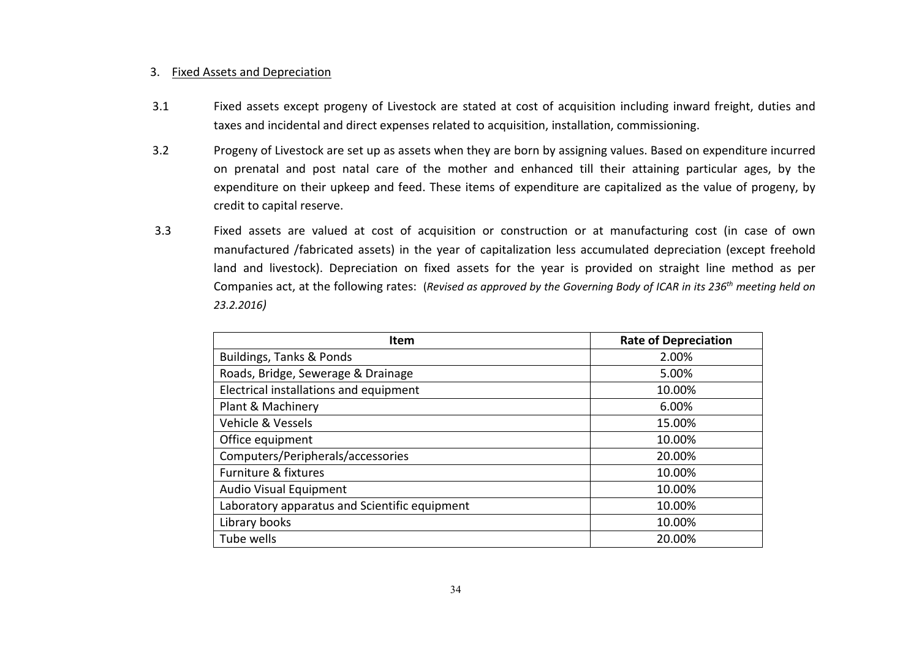3. <u>Fixed Assets and Depreciation</u>

3.1 Fixed assets except progeny of Livestock are stated at cost of acquisition including inward freight, duties and taxes and incidental and direct expenses related to acquisition, installation, commissioning.

3.2 Progeny of Livestock are set up as assets when they are born by assigning values. Based on expenditure incurred on prenatal and post natal care of the mother and enhanced till their attaining particular ages, by the expenditure on their upkeep and feed. These items of expenditure are capitalized as the value of progeny, by credit to capital reserve.

3.3 Fixed assets are valued at cost of acquisition or construction or at manufacturing cost (in case of own manufactured /fabricated assets) in the year of capitalization less accumulated depreciation (except freehold land and livestock). Depreciation on fixed assets for the year is provided on straight line method as per Companies act, at the following rates: (*Revised as approved by the Governing Body of ICAR in its 236th meeting held on 23.2.2016)*

| Item | Rate of Depreciation |
|---|---|
| Buildings, Tanks & Ponds | 2.00% |
| Roads, Bridge, Sewerage & Drainage | 5.00% |
| Electrical installations and equipment | 10.00% |
| Plant & Machinery | 6.00% |
| Vehicle & Vessels | 15.00% |
| Office equipment | 10.00% |
| Computers/Peripherals/accessories | 20.00% |
| Furniture & fixtures | 10.00% |
| Audio Visual Equipment | 10.00% |
| Laboratory apparatus and Scientific equipment | 10.00% |
| Library books | 10.00% |
| Tube wells | 20.00% |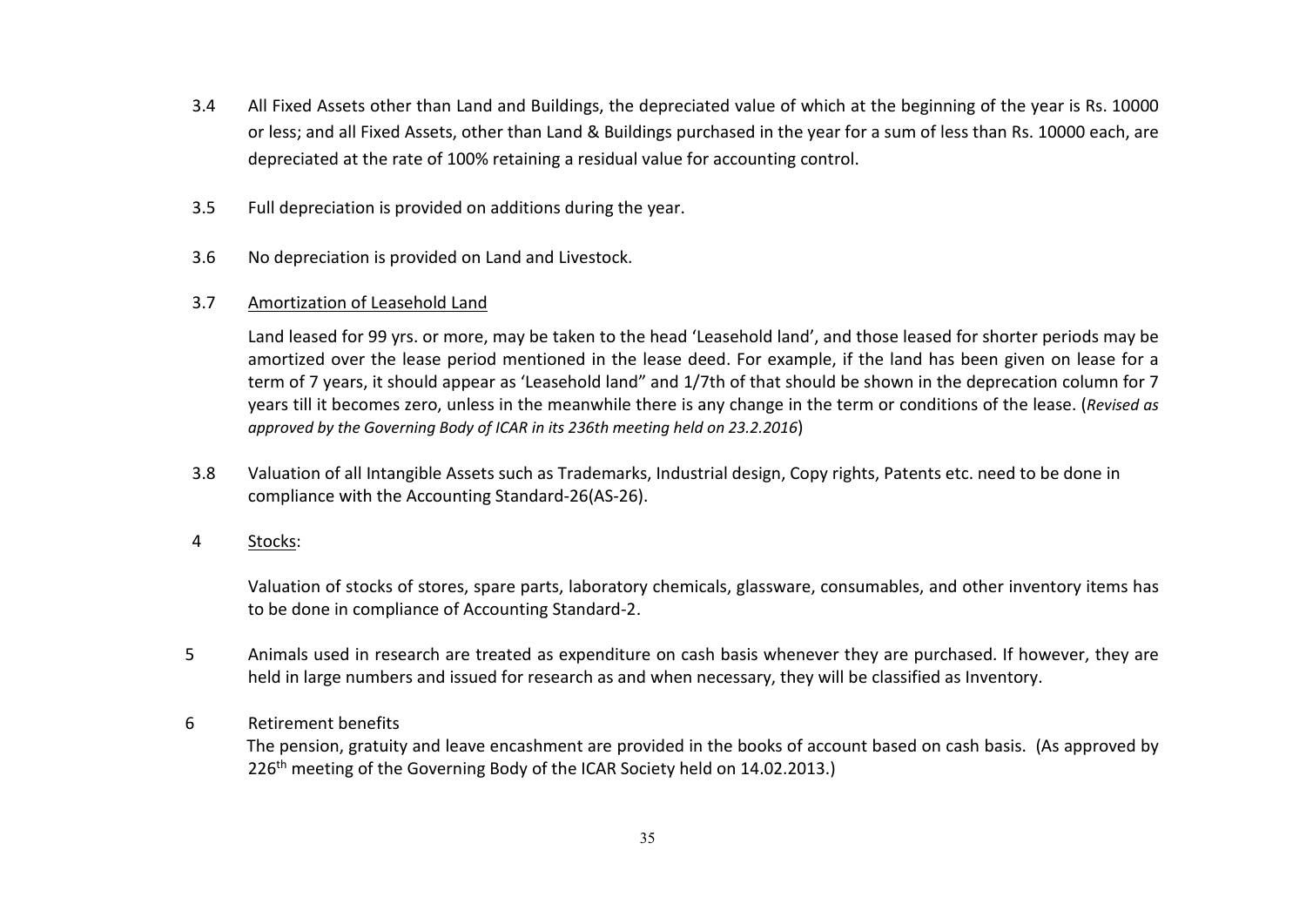3.4 All Fixed Assets other than Land and Buildings, the depreciated value of which at the beginning of the year is Rs. 10000 or less; and all Fixed Assets, other than Land & Buildings purchased in the year for a sum of less than Rs. 10000 each, are depreciated at the rate of 100% retaining a residual value for accounting control.

3.5 Full depreciation is provided on additions during the year.

3.6 No depreciation is provided on Land and Livestock.

3.7 <u>Amortization of Leasehold Land</u>

Land leased for 99 yrs. or more, may be taken to the head 'Leasehold land', and those leased for shorter periods may be amortized over the lease period mentioned in the lease deed. For example, if the land has been given on lease for a term of 7 years, it should appear as 'Leasehold land" and 1/7th of that should be shown in the deprecation column for 7 years till it becomes zero, unless in the meanwhile there is any change in the term or conditions of the lease. (*Revised as approved by the Governing Body of ICAR in its 236th meeting held on 23.2.2016*)

3.8 Valuation of all Intangible Assets such as Trademarks, Industrial design, Copy rights, Patents etc. need to be done in compliance with the Accounting Standard-26(AS-26).

4 <u>Stocks</u>:

Valuation of stocks of stores, spare parts, laboratory chemicals, glassware, consumables, and other inventory items has to be done in compliance of Accounting Standard-2.

5 Animals used in research are treated as expenditure on cash basis whenever they are purchased. If however, they are held in large numbers and issued for research as and when necessary, they will be classified as Inventory.

6 Retirement benefits

The pension, gratuity and leave encashment are provided in the books of account based on cash basis. (As approved by 226th meeting of the Governing Body of the ICAR Society held on 14.02.2013.)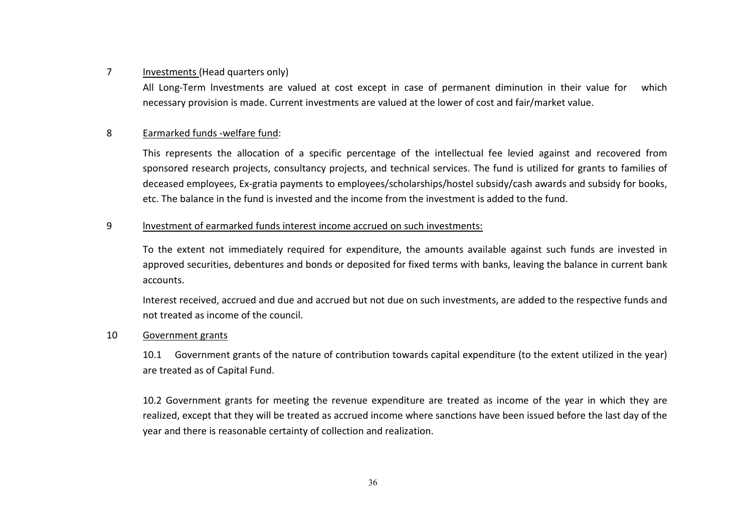7 Investments (Head quarters only)

All Long-Term lnvestments are valued at cost except in case of permanent diminution in their value for which necessary provision is made. Current investments are valued at the lower of cost and fair/market value.

8 Earmarked funds -welfare fund:

This represents the allocation of a specific percentage of the intellectual fee levied against and recovered from sponsored research projects, consultancy projects, and technical services. The fund is utilized for grants to families of deceased employees, Ex-gratia payments to employees/scholarships/hostel subsidy/cash awards and subsidy for books, etc. The balance in the fund is invested and the income from the investment is added to the fund.

9 lnvestment of earmarked funds interest income accrued on such investments:

To the extent not immediately required for expenditure, the amounts available against such funds are invested in approved securities, debentures and bonds or deposited for fixed terms with banks, leaving the balance in current bank accounts.

Interest received, accrued and due and accrued but not due on such investments, are added to the respective funds and not treated as income of the council.

10 Government grants

10.1 Government grants of the nature of contribution towards capital expenditure (to the extent utilized in the year) are treated as of Capital Fund.

10.2 Government grants for meeting the revenue expenditure are treated as income of the year in which they are realized, except that they will be treated as accrued income where sanctions have been issued before the last day of the year and there is reasonable certainty of collection and realization.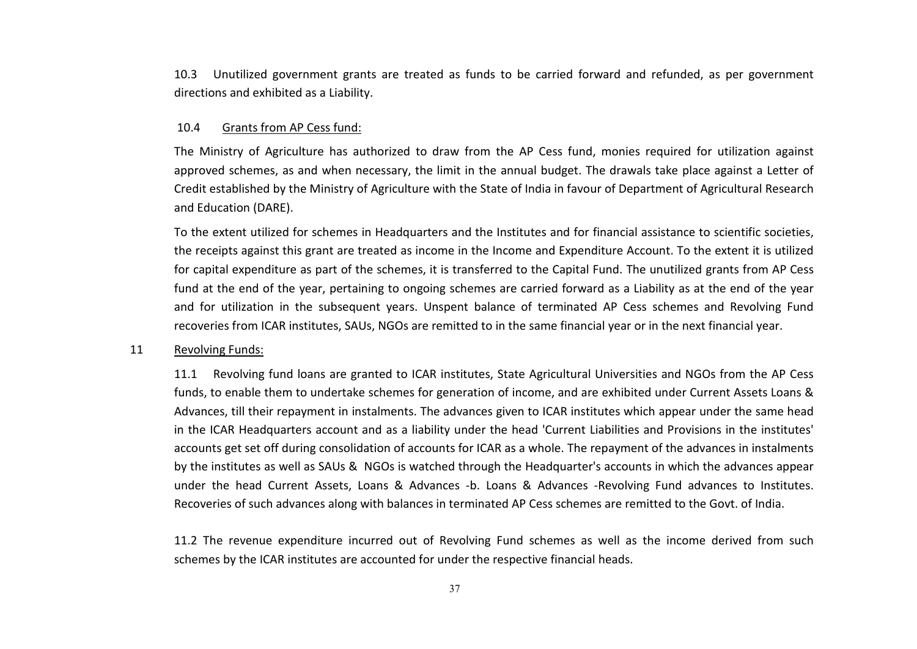10.3 Unutilized government grants are treated as funds to be carried forward and refunded, as per government directions and exhibited as a Liability.

10.4 Grants from AP Cess fund:

The Ministry of Agriculture has authorized to draw from the AP Cess fund, monies required for utilization against approved schemes, as and when necessary, the limit in the annual budget. The drawals take place against a Letter of Credit established by the Ministry of Agriculture with the State of India in favour of Department of Agricultural Research and Education (DARE).

To the extent utilized for schemes in Headquarters and the Institutes and for financial assistance to scientific societies, the receipts against this grant are treated as income in the Income and Expenditure Account. To the extent it is utilized for capital expenditure as part of the schemes, it is transferred to the Capital Fund. The unutilized grants from AP Cess fund at the end of the year, pertaining to ongoing schemes are carried forward as a Liability as at the end of the year and for utilization in the subsequent years. Unspent balance of terminated AP Cess schemes and Revolving Fund recoveries from ICAR institutes, SAUs, NGOs are remitted to in the same financial year or in the next financial year.

11 Revolving Funds:

11.1 Revolving fund loans are granted to ICAR institutes, State Agricultural Universities and NGOs from the AP Cess funds, to enable them to undertake schemes for generation of income, and are exhibited under Current Assets Loans & Advances, till their repayment in instalments. The advances given to ICAR institutes which appear under the same head in the ICAR Headquarters account and as a liability under the head 'Current Liabilities and Provisions in the institutes' accounts get set off during consolidation of accounts for ICAR as a whole. The repayment of the advances in instalments by the institutes as well as SAUs & NGOs is watched through the Headquarter's accounts in which the advances appear under the head Current Assets, Loans & Advances -b. Loans & Advances -Revolving Fund advances to Institutes. Recoveries of such advances along with balances in terminated AP Cess schemes are remitted to the Govt. of India.

11.2 The revenue expenditure incurred out of Revolving Fund schemes as well as the income derived from such schemes by the ICAR institutes are accounted for under the respective financial heads.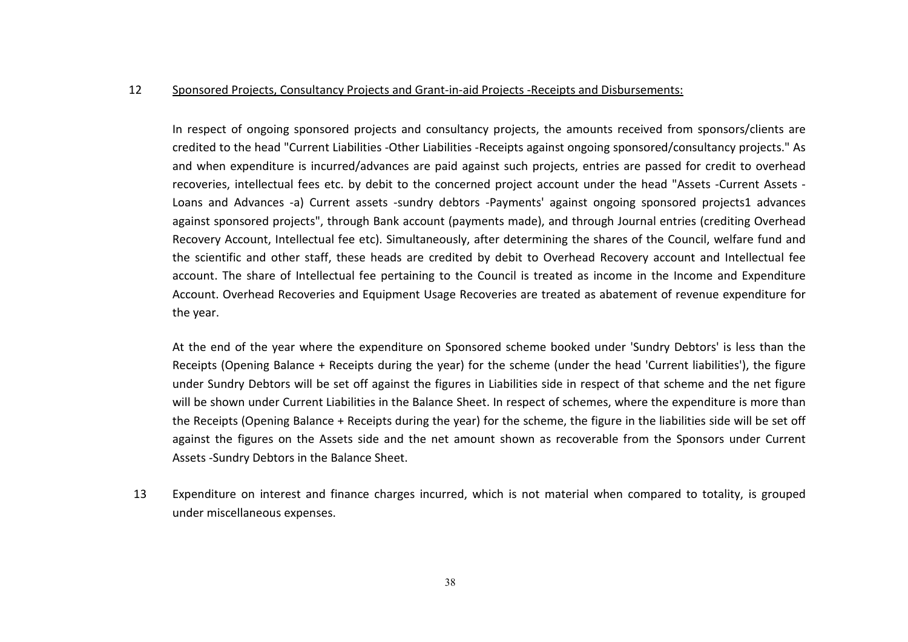12 <u>Sponsored Projects, Consultancy Projects and Grant-in-aid Projects -Receipts and Disbursements:</u>

In respect of ongoing sponsored projects and consultancy projects, the amounts received from sponsors/clients are credited to the head "Current Liabilities -Other Liabilities -Receipts against ongoing sponsored/consultancy projects." As and when expenditure is incurred/advances are paid against such projects, entries are passed for credit to overhead recoveries, intellectual fees etc. by debit to the concerned project account under the head "Assets -Current Assets -Loans and Advances -a) Current assets -sundry debtors -Payments' against ongoing sponsored projects1 advances against sponsored projects", through Bank account (payments made), and through Journal entries (crediting Overhead Recovery Account, Intellectual fee etc). Simultaneously, after determining the shares of the Council, welfare fund and the scientific and other staff, these heads are credited by debit to Overhead Recovery account and Intellectual fee account. The share of Intellectual fee pertaining to the Council is treated as income in the Income and Expenditure Account. Overhead Recoveries and Equipment Usage Recoveries are treated as abatement of revenue expenditure for the year.

At the end of the year where the expenditure on Sponsored scheme booked under 'Sundry Debtors' is less than the Receipts (Opening Balance + Receipts during the year) for the scheme (under the head 'Current liabilities'), the figure under Sundry Debtors will be set off against the figures in Liabilities side in respect of that scheme and the net figure will be shown under Current Liabilities in the Balance Sheet. In respect of schemes, where the expenditure is more than the Receipts (Opening Balance + Receipts during the year) for the scheme, the figure in the liabilities side will be set off against the figures on the Assets side and the net amount shown as recoverable from the Sponsors under Current Assets -Sundry Debtors in the Balance Sheet.

13 Expenditure on interest and finance charges incurred, which is not material when compared to totality, is grouped under miscellaneous expenses.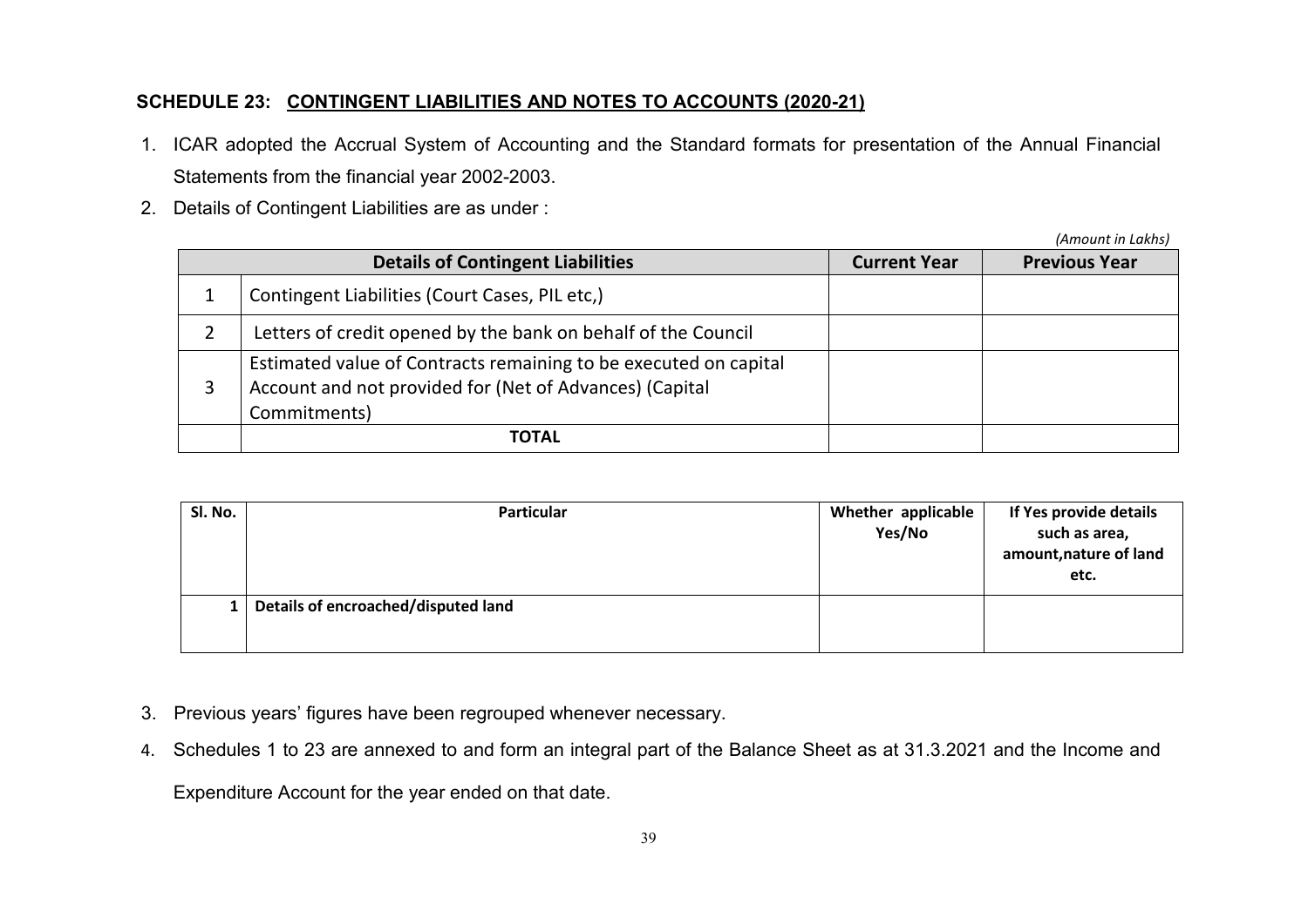**SCHEDULE 23: CONTINGENT LIABILITIES AND NOTES TO ACCOUNTS (2020-21)**

1. ICAR adopted the Accrual System of Accounting and the Standard formats for presentation of the Annual Financial Statements from the financial year 2002-2003.
2. Details of Contingent Liabilities are as under :

*(Amount in Lakhs)*

| Details of Contingent Liabilities | | Current Year | Previous Year |
|---|---|---|---|
| 1 | Contingent Liabilities (Court Cases, PIL etc,) | | |
| 2 | Letters of credit opened by the bank on behalf of the Council | | |
| 3 | Estimated value of Contracts remaining to be executed on capital Account and not provided for (Net of Advances) (Capital Commitments) | | |
| | **TOTAL** | | |

| Sl. No. | Particular | Whether applicable Yes/No | If Yes provide details such as area, amount,nature of land etc. |
|---|---|---|---|
| 1 | **Details of encroached/disputed land** | | |

3. Previous years' figures have been regrouped whenever necessary.
4. Schedules 1 to 23 are annexed to and form an integral part of the Balance Sheet as at 31.3.2021 and the Income and Expenditure Account for the year ended on that date.